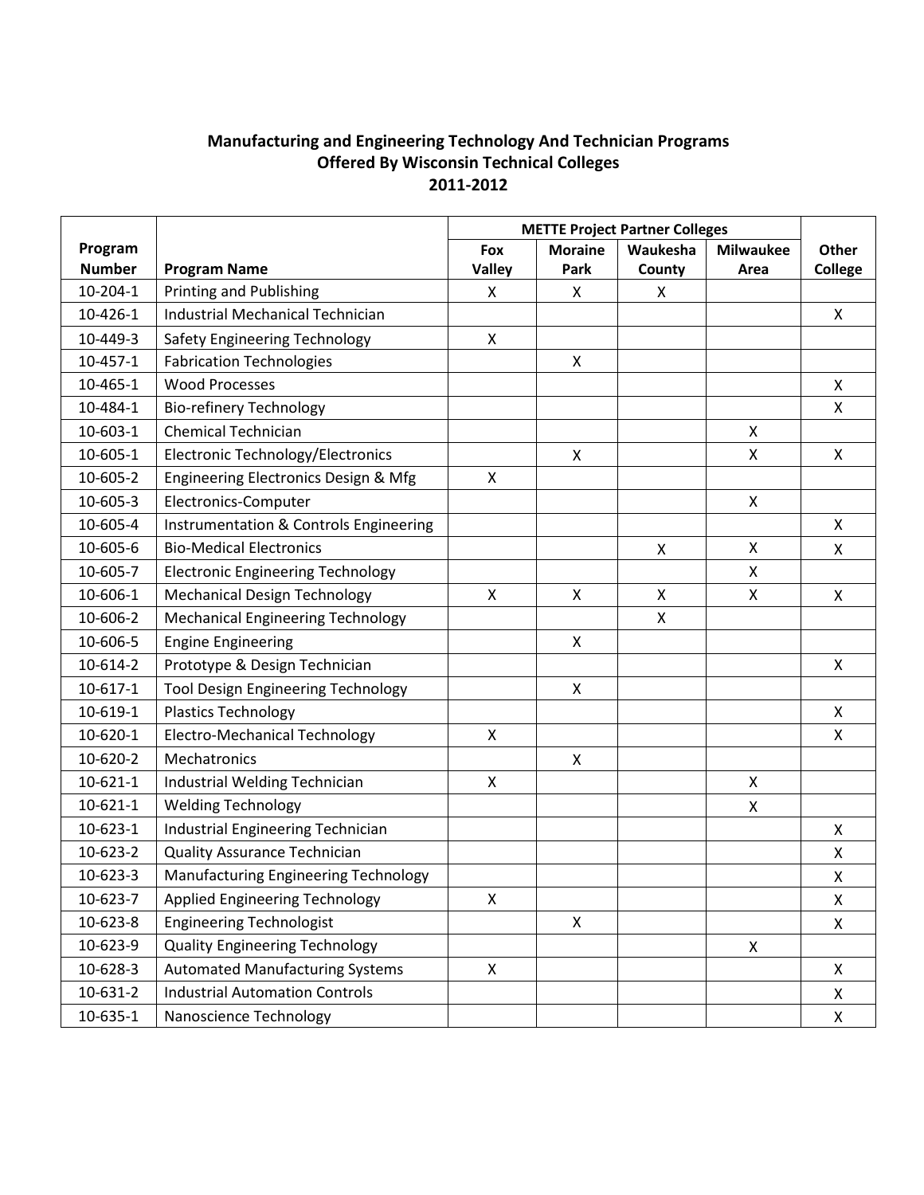**Manufacturing and Engineering Technology And Technician Programs Offered By Wisconsin Technical Colleges 2011-2012**

| Program Number | Program Name | METTE Project Partner Colleges | | | | Other College |
|---|---|---|---|---|---|---|
| | | Fox Valley | Moraine Park | Waukesha County | Milwaukee Area | |
| 10-204-1 | Printing and Publishing | X | X | X | | |
| 10-426-1 | Industrial Mechanical Technician | | | | | X |
| 10-449-3 | Safety Engineering Technology | X | | | | |
| 10-457-1 | Fabrication Technologies | | X | | | |
| 10-465-1 | Wood Processes | | | | | X |
| 10-484-1 | Bio-refinery Technology | | | | | X |
| 10-603-1 | Chemical Technician | | | | X | |
| 10-605-1 | Electronic Technology/Electronics | | X | | X | X |
| 10-605-2 | Engineering Electronics Design & Mfg | X | | | | |
| 10-605-3 | Electronics-Computer | | | | X | |
| 10-605-4 | Instrumentation & Controls Engineering | | | | | X |
| 10-605-6 | Bio-Medical Electronics | | | X | X | X |
| 10-605-7 | Electronic Engineering Technology | | | | X | |
| 10-606-1 | Mechanical Design Technology | X | X | X | X | X |
| 10-606-2 | Mechanical Engineering Technology | | | X | | |
| 10-606-5 | Engine Engineering | | X | | | |
| 10-614-2 | Prototype & Design Technician | | | | | X |
| 10-617-1 | Tool Design Engineering Technology | | X | | | |
| 10-619-1 | Plastics Technology | | | | | X |
| 10-620-1 | Electro-Mechanical Technology | X | | | | X |
| 10-620-2 | Mechatronics | | X | | | |
| 10-621-1 | Industrial Welding Technician | X | | | X | |
| 10-621-1 | Welding Technology | | | | X | |
| 10-623-1 | Industrial Engineering Technician | | | | | X |
| 10-623-2 | Quality Assurance Technician | | | | | X |
| 10-623-3 | Manufacturing Engineering Technology | | | | | X |
| 10-623-7 | Applied Engineering Technology | X | | | | X |
| 10-623-8 | Engineering Technologist | | X | | | X |
| 10-623-9 | Quality Engineering Technology | | | | X | |
| 10-628-3 | Automated Manufacturing Systems | X | | | | X |
| 10-631-2 | Industrial Automation Controls | | | | | X |
| 10-635-1 | Nanoscience Technology | | | | | X |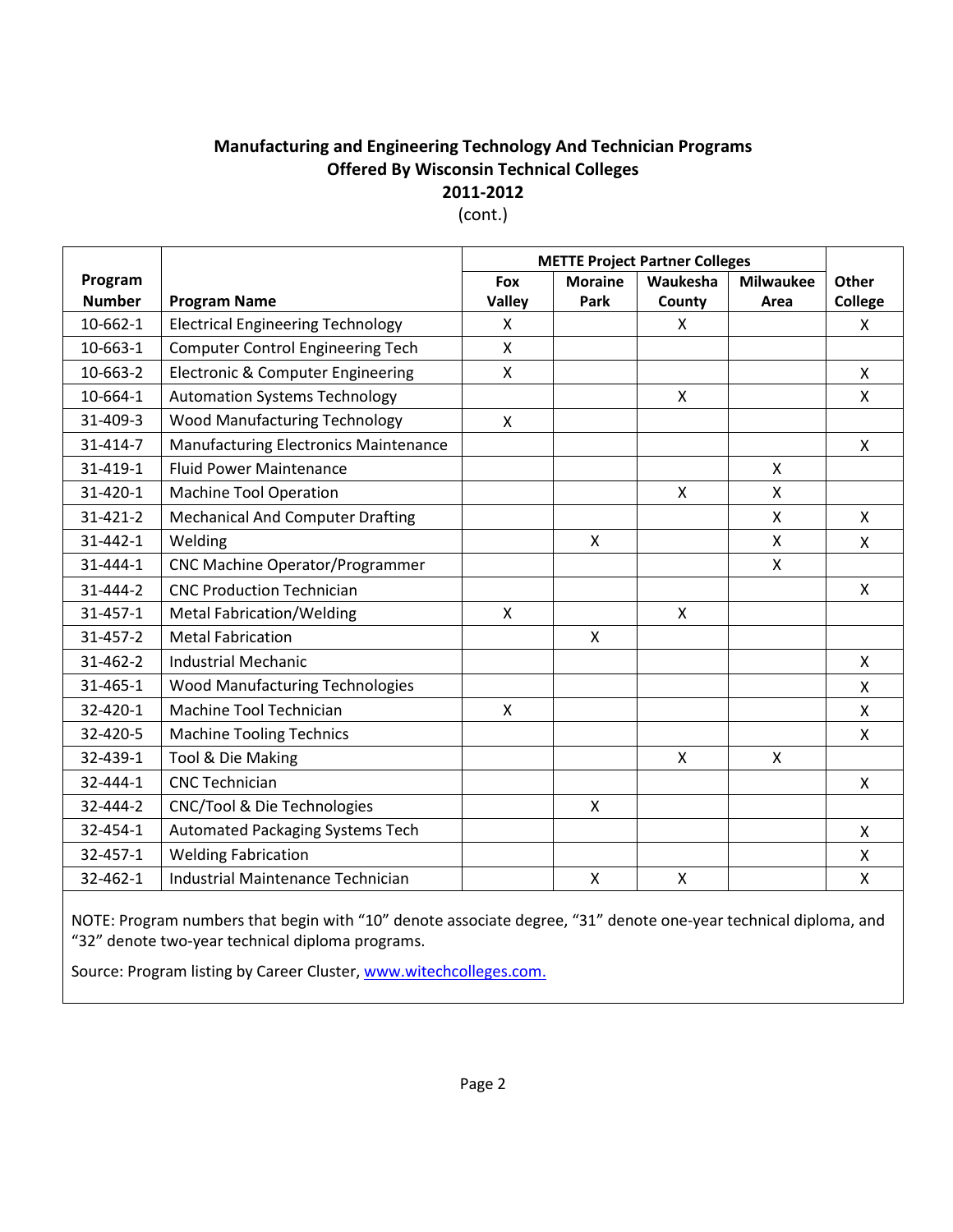**Manufacturing and Engineering Technology And Technician Programs Offered By Wisconsin Technical Colleges 2011-2012**

(cont.)

| Program Number | Program Name | METTE Project Partner Colleges | | | | Other College |
|---|---|---|---|---|---|---|
| | | Fox Valley | Moraine Park | Waukesha County | Milwaukee Area | |
| 10-662-1 | Electrical Engineering Technology | X | | X | | X |
| 10-663-1 | Computer Control Engineering Tech | X | | | | |
| 10-663-2 | Electronic & Computer Engineering | X | | | | X |
| 10-664-1 | Automation Systems Technology | | | X | | X |
| 31-409-3 | Wood Manufacturing Technology | X | | | | |
| 31-414-7 | Manufacturing Electronics Maintenance | | | | | X |
| 31-419-1 | Fluid Power Maintenance | | | | X | |
| 31-420-1 | Machine Tool Operation | | | X | X | |
| 31-421-2 | Mechanical And Computer Drafting | | | | X | X |
| 31-442-1 | Welding | | X | | X | X |
| 31-444-1 | CNC Machine Operator/Programmer | | | | X | |
| 31-444-2 | CNC Production Technician | | | | | X |
| 31-457-1 | Metal Fabrication/Welding | X | | X | | |
| 31-457-2 | Metal Fabrication | | X | | | |
| 31-462-2 | Industrial Mechanic | | | | | X |
| 31-465-1 | Wood Manufacturing Technologies | | | | | X |
| 32-420-1 | Machine Tool Technician | X | | | | X |
| 32-420-5 | Machine Tooling Technics | | | | | X |
| 32-439-1 | Tool & Die Making | | | X | X | |
| 32-444-1 | CNC Technician | | | | | X |
| 32-444-2 | CNC/Tool & Die Technologies | | X | | | |
| 32-454-1 | Automated Packaging Systems Tech | | | | | X |
| 32-457-1 | Welding Fabrication | | | | | X |
| 32-462-1 | Industrial Maintenance Technician | | X | X | | X |

NOTE: Program numbers that begin with "10" denote associate degree, "31" denote one-year technical diploma, and "32" denote two-year technical diploma programs.

Source: Program listing by Career Cluster, www.witechcolleges.com.